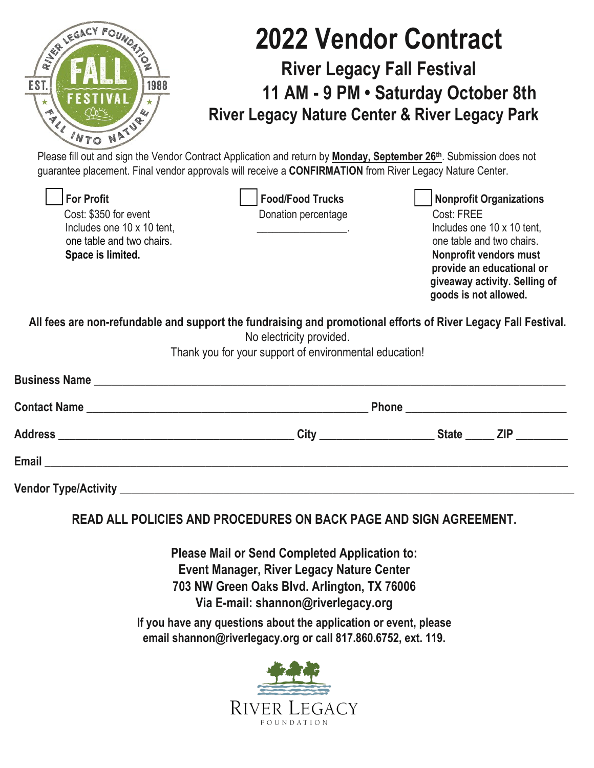# 2022 Vendor Contract

## River Legacy Fall Festival

## 11 AM - 9 PM • Saturday October 8th

## River Legacy Nature Center & River Legacy Park

Please fill out and sign the Vendor Contract Application and return by **Monday, September 26th**. Submission does not guarantee placement. Final vendor approvals will receive a **CONFIRMATION** from River Legacy Nature Center.

☐ **For Profit**
Cost: $350 for event
Includes one 10 x 10 tent, one table and two chairs.
**Space is limited.**

☐ **Food/Food Trucks**
Donation percentage
________________.

☐ **Nonprofit Organizations**
Cost: FREE
Includes one 10 x 10 tent, one table and two chairs.
**Nonprofit vendors must provide an educational or giveaway activity. Selling of goods is not allowed.**

**All fees are non-refundable and support the fundraising and promotional efforts of River Legacy Fall Festival.**
No electricity provided.
Thank you for your support of environmental education!

**Business Name** ________________________________________________

**Contact Name** ______________________________ **Phone** ________________

**Address** ________________________ **City** ____________ **State** _____ **ZIP** ________

**Email** ________________________________________________

**Vendor Type/Activity** ________________________________________________

**READ ALL POLICIES AND PROCEDURES ON BACK PAGE AND SIGN AGREEMENT.**

**Please Mail or Send Completed Application to:**
**Event Manager, River Legacy Nature Center**
**703 NW Green Oaks Blvd. Arlington, TX 76006**
**Via E-mail: shannon@riverlegacy.org**

**If you have any questions about the application or event, please email shannon@riverlegacy.org or call 817.860.6752, ext. 119.**

RIVER LEGACY
FOUNDATION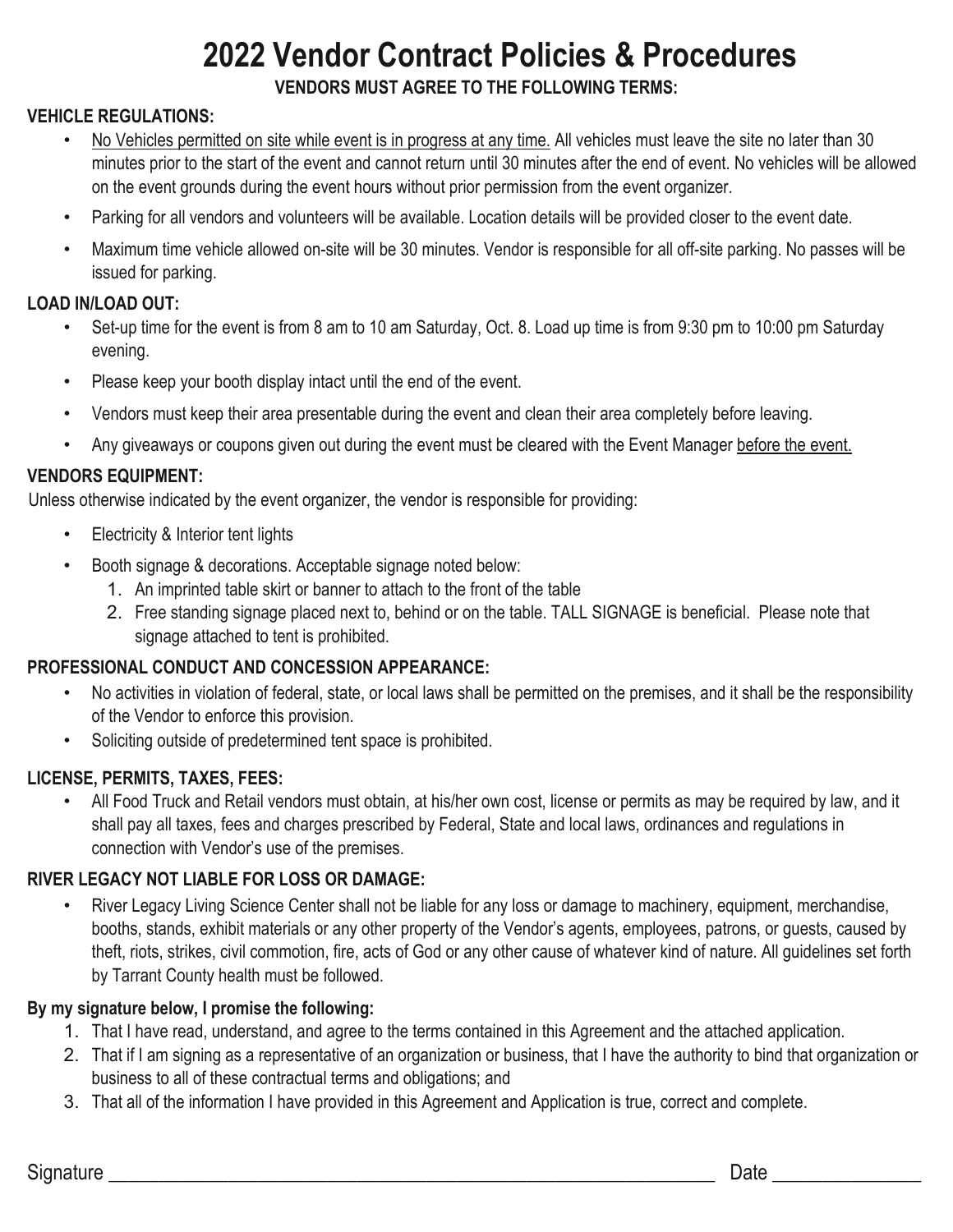# 2022 Vendor Contract Policies & Procedures

**VENDORS MUST AGREE TO THE FOLLOWING TERMS:**

**VEHICLE REGULATIONS:**

- <u>No Vehicles permitted on site while event is in progress at any time.</u> All vehicles must leave the site no later than 30 minutes prior to the start of the event and cannot return until 30 minutes after the end of event. No vehicles will be allowed on the event grounds during the event hours without prior permission from the event organizer.
- Parking for all vendors and volunteers will be available. Location details will be provided closer to the event date.
- Maximum time vehicle allowed on-site will be 30 minutes. Vendor is responsible for all off-site parking. No passes will be issued for parking.

**LOAD IN/LOAD OUT:**

- Set-up time for the event is from 8 am to 10 am Saturday, Oct. 8. Load up time is from 9:30 pm to 10:00 pm Saturday evening.
- Please keep your booth display intact until the end of the event.
- Vendors must keep their area presentable during the event and clean their area completely before leaving.
- Any giveaways or coupons given out during the event must be cleared with the Event Manager <u>before the event.</u>

**VENDORS EQUIPMENT:**

Unless otherwise indicated by the event organizer, the vendor is responsible for providing:

- Electricity & Interior tent lights
- Booth signage & decorations. Acceptable signage noted below:
  1. An imprinted table skirt or banner to attach to the front of the table
  2. Free standing signage placed next to, behind or on the table. TALL SIGNAGE is beneficial. Please note that signage attached to tent is prohibited.

**PROFESSIONAL CONDUCT AND CONCESSION APPEARANCE:**

- No activities in violation of federal, state, or local laws shall be permitted on the premises, and it shall be the responsibility of the Vendor to enforce this provision.
- Soliciting outside of predetermined tent space is prohibited.

**LICENSE, PERMITS, TAXES, FEES:**

- All Food Truck and Retail vendors must obtain, at his/her own cost, license or permits as may be required by law, and it shall pay all taxes, fees and charges prescribed by Federal, State and local laws, ordinances and regulations in connection with Vendor's use of the premises.

**RIVER LEGACY NOT LIABLE FOR LOSS OR DAMAGE:**

- River Legacy Living Science Center shall not be liable for any loss or damage to machinery, equipment, merchandise, booths, stands, exhibit materials or any other property of the Vendor's agents, employees, patrons, or guests, caused by theft, riots, strikes, civil commotion, fire, acts of God or any other cause of whatever kind of nature. All guidelines set forth by Tarrant County health must be followed.

**By my signature below, I promise the following:**

1. That I have read, understand, and agree to the terms contained in this Agreement and the attached application.
2. That if I am signing as a representative of an organization or business, that I have the authority to bind that organization or business to all of these contractual terms and obligations; and
3. That all of the information I have provided in this Agreement and Application is true, correct and complete.

Signature ________________________________________________________________ Date _______________